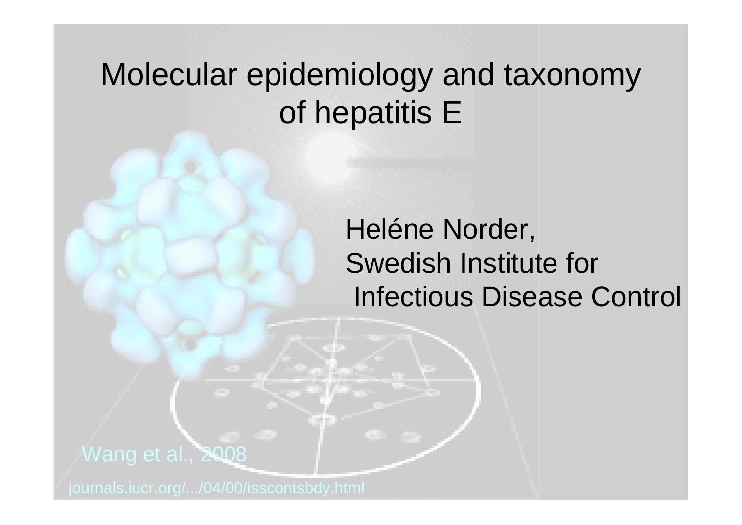# Molecular epidemiology and taxonomy of hepatitis E

Heléne Norder,
Swedish Institute for
Infectious Disease Control

Wang et al., 2008

journals.iucr.org/.../04/00/isscontsbdy.html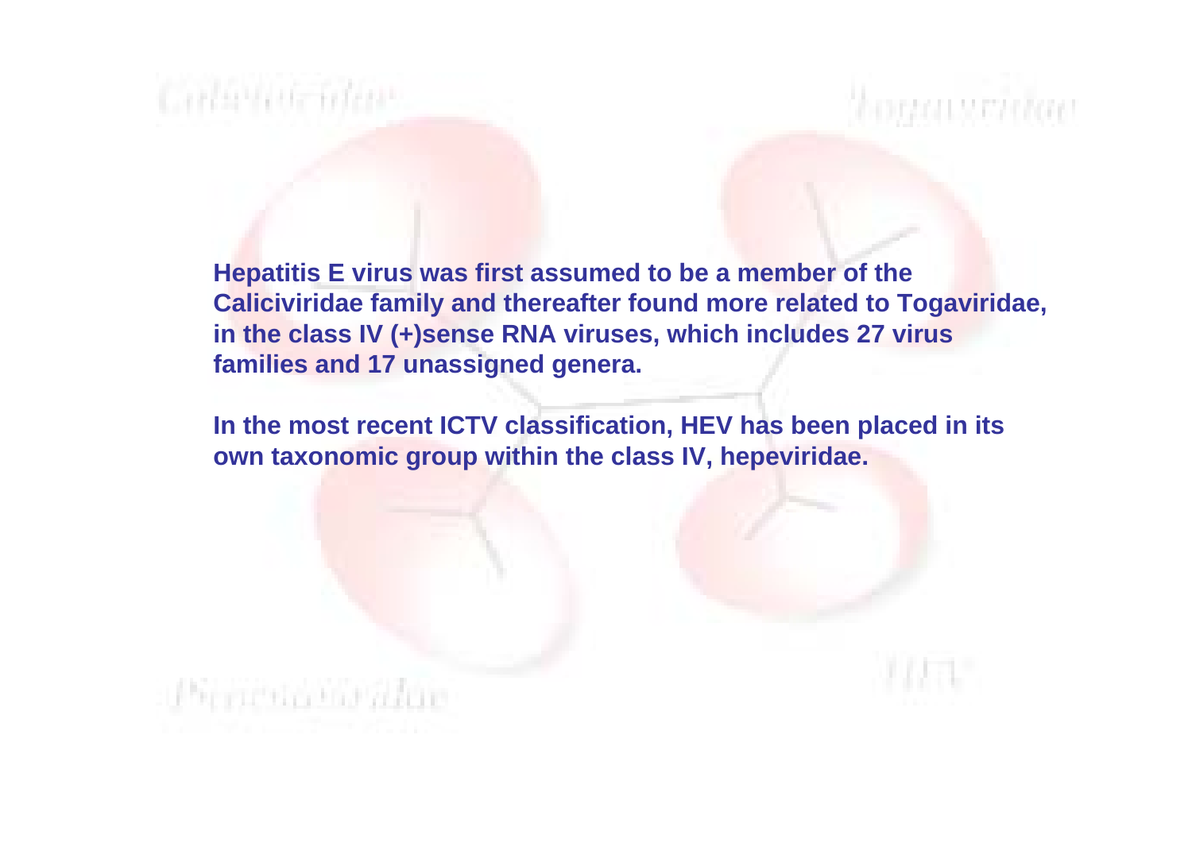**Hepatitis E virus was first assumed to be a member of the Caliciviridae family and thereafter found more related to Togaviridae, in the class IV (+)sense RNA viruses, which includes 27 virus families and 17 unassigned genera.**

**In the most recent ICTV classification, HEV has been placed in its own taxonomic group within the class IV, hepeviridae.**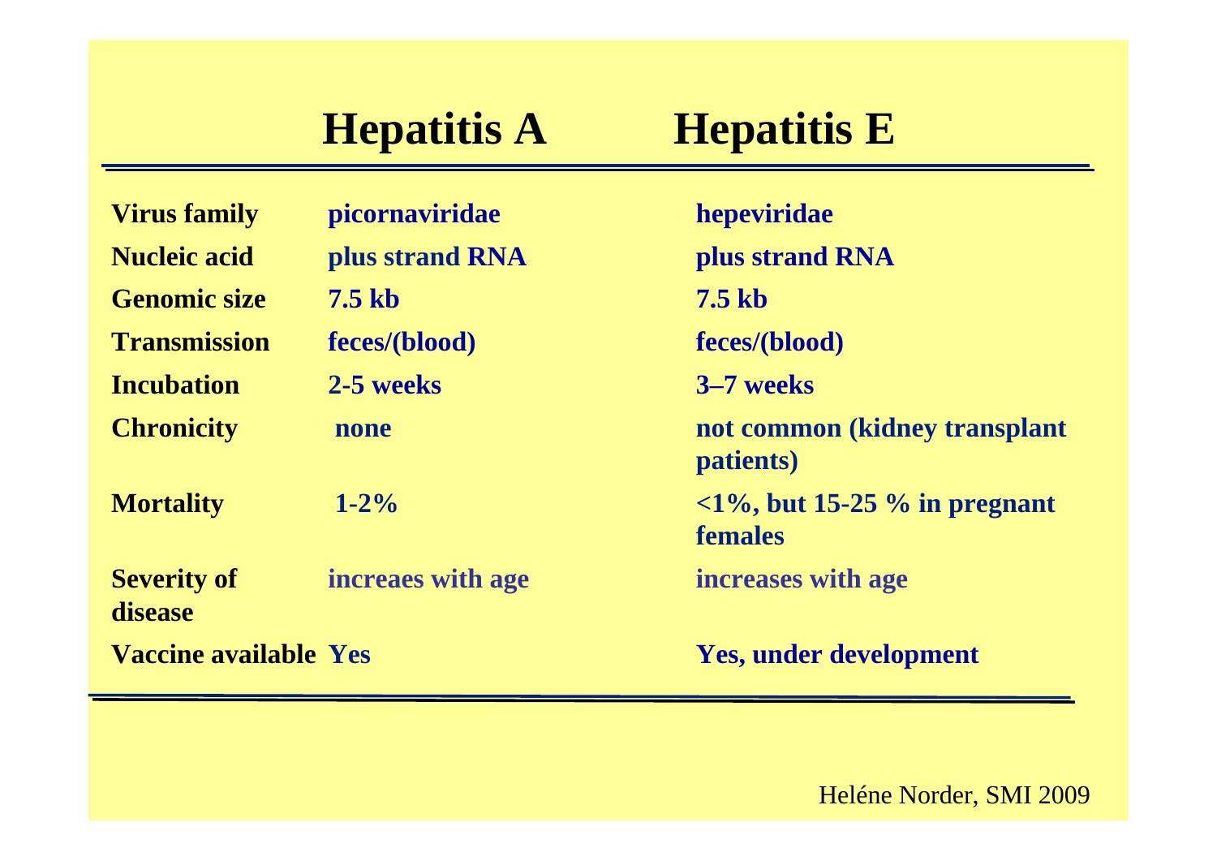| | Hepatitis A | Hepatitis E |
|---|---|---|
| **Virus family** | picornaviridae | hepeviridae |
| **Nucleic acid** | plus strand RNA | plus strand RNA |
| **Genomic size** | 7.5 kb | 7.5 kb |
| **Transmission** | feces/(blood) | feces/(blood) |
| **Incubation** | 2-5 weeks | 3–7 weeks |
| **Chronicity** | none | not common (kidney transplant patients) |
| **Mortality** | 1-2% | <1%, but 15-25 % in pregnant females |
| **Severity of disease** | increaes with age | increases with age |
| **Vaccine available** | Yes | Yes, under development |

Heléne Norder, SMI 2009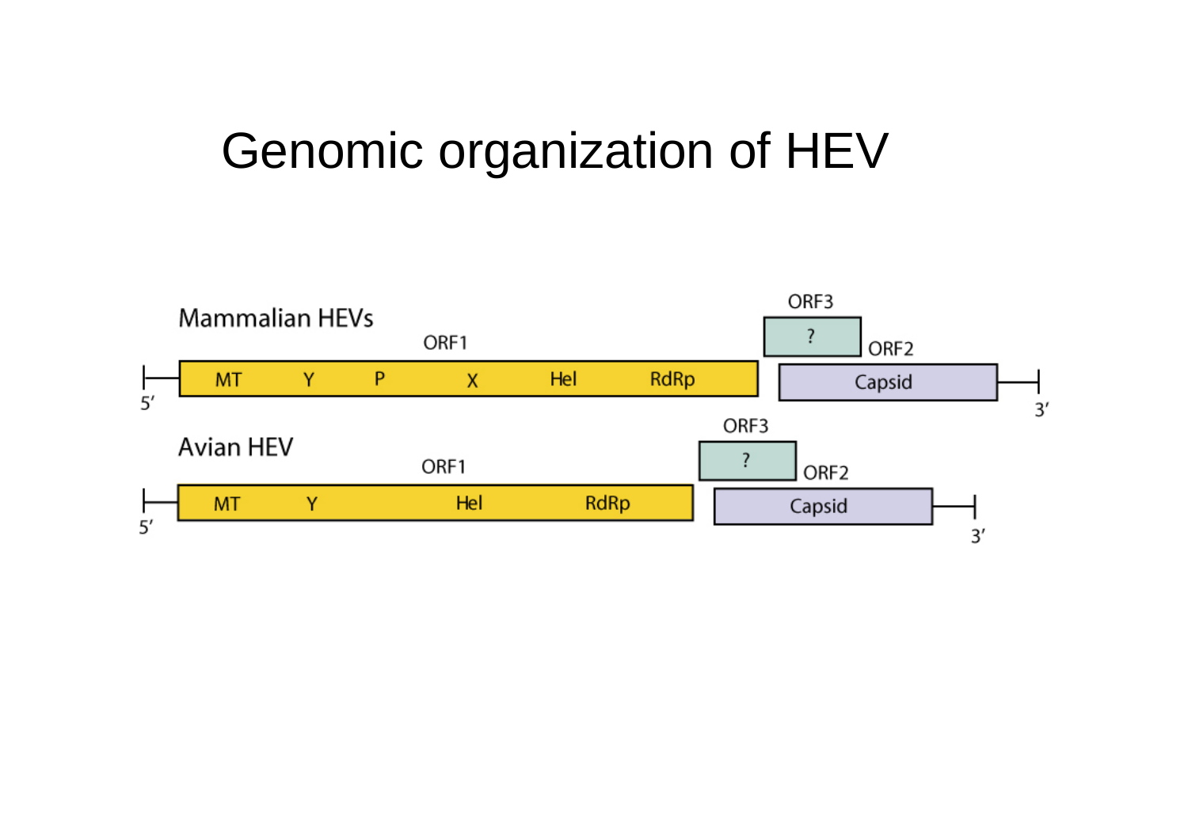# Genomic organization of HEV

Mammalian HEVs

ORF1: MT, Y, P, X, Hel, RdRp

ORF3: ?

ORF2: Capsid

5′ ... 3′

Avian HEV

ORF1: MT, Y, Hel, RdRp

ORF3: ?

ORF2: Capsid

5′ ... 3′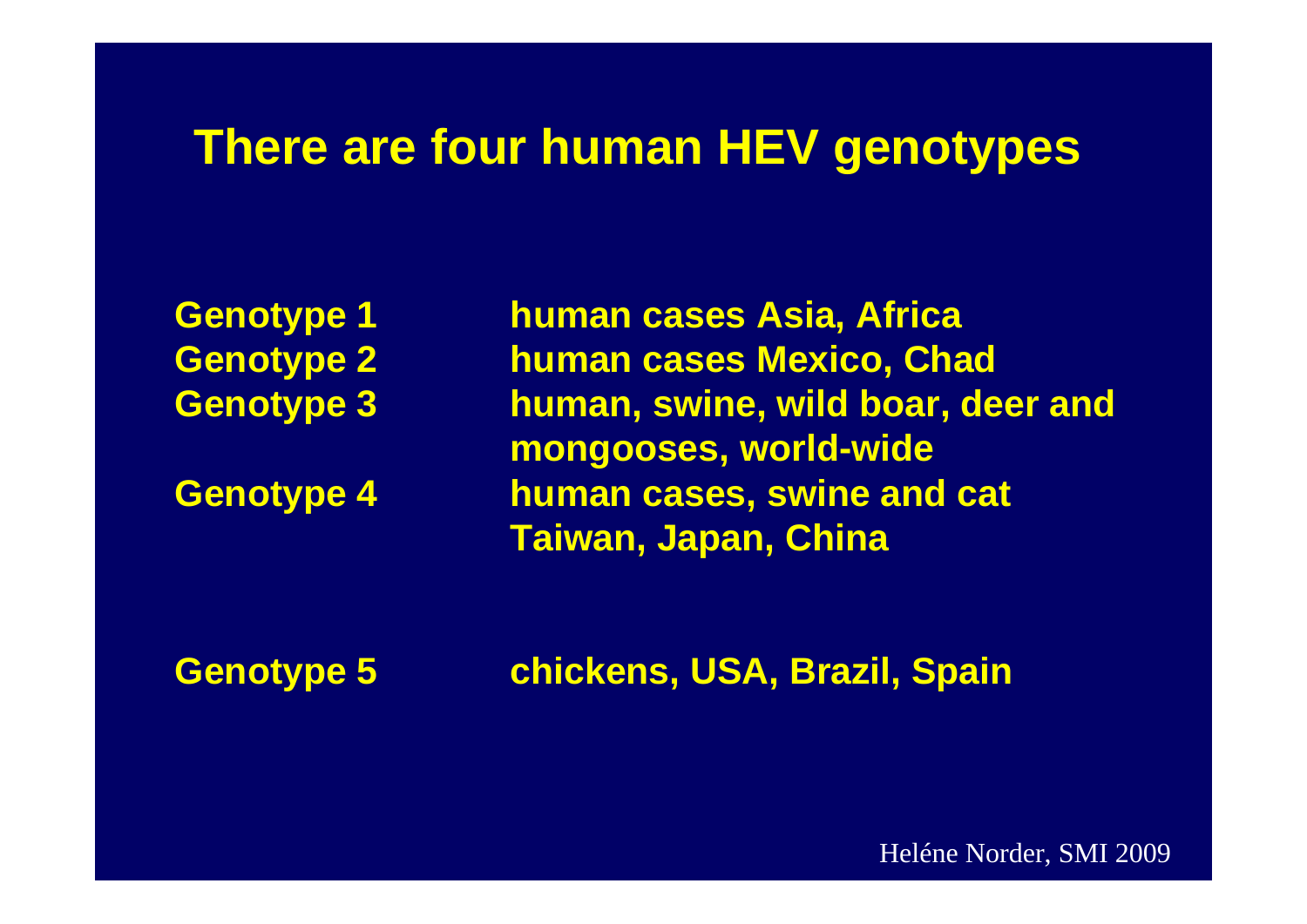# There are four human HEV genotypes

| | |
|---|---|
| Genotype 1 | human cases Asia, Africa |
| Genotype 2 | human cases Mexico, Chad |
| Genotype 3 | human, swine, wild boar, deer and mongooses, world-wide |
| Genotype 4 | human cases, swine and cat Taiwan, Japan, China |
| Genotype 5 | chickens, USA, Brazil, Spain |

Heléne Norder, SMI 2009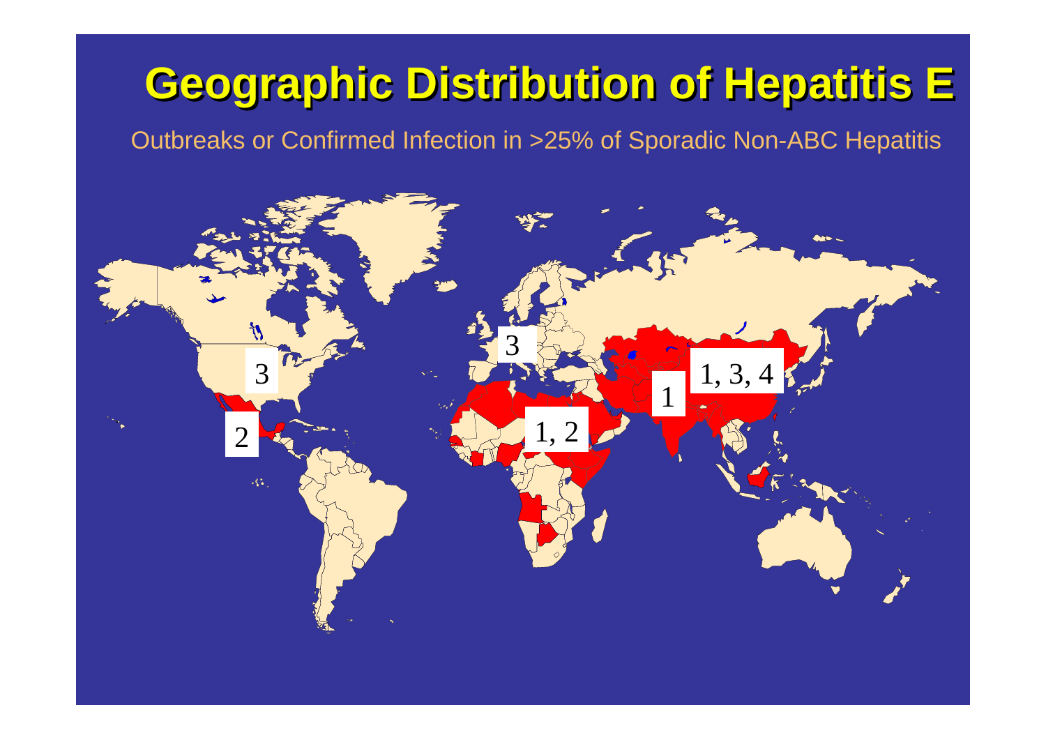# Geographic Distribution of Hepatitis E

Outbreaks or Confirmed Infection in >25% of Sporadic Non-ABC Hepatitis

3

2

3

1, 2

1

1, 3, 4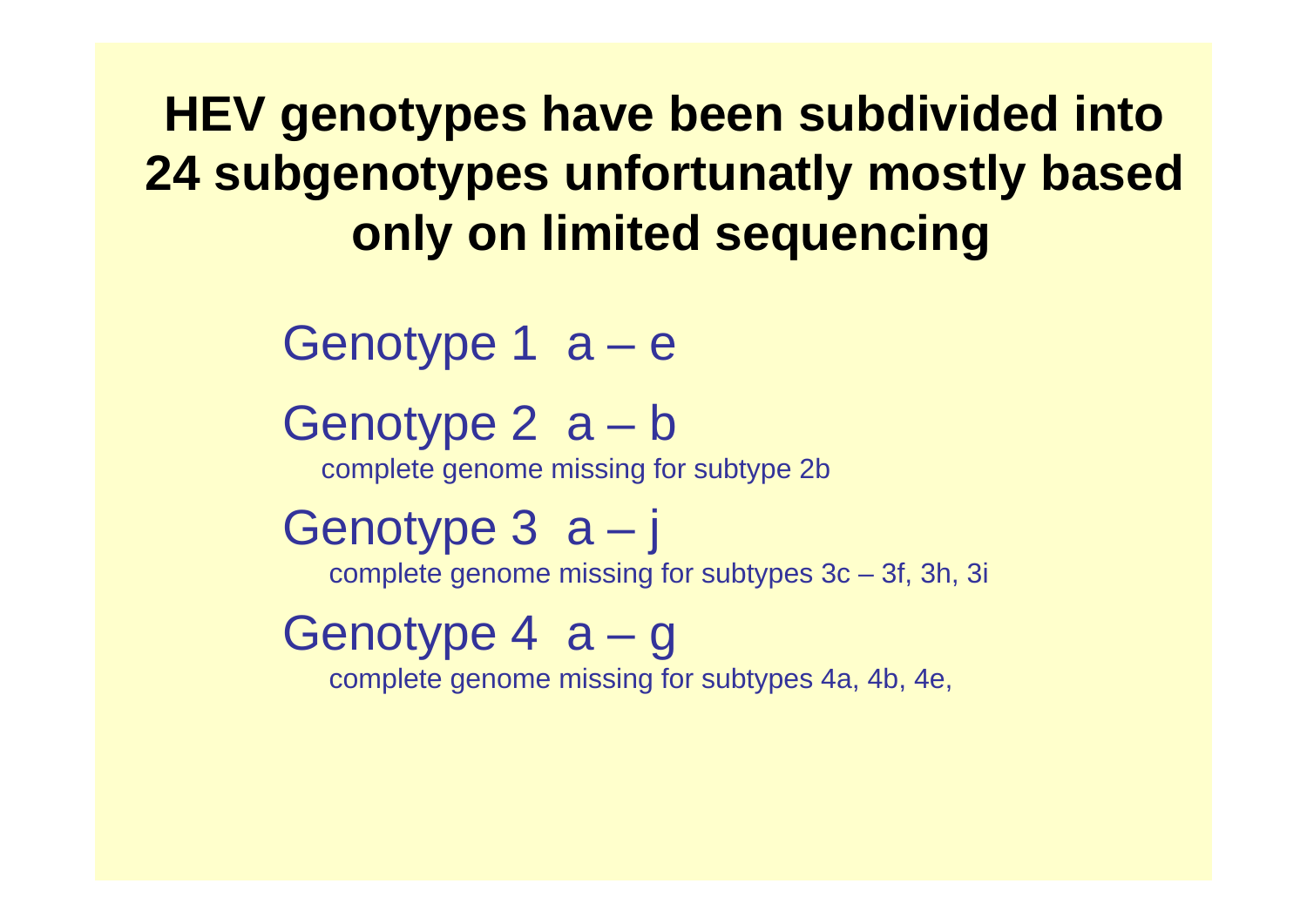# HEV genotypes have been subdivided into 24 subgenotypes unfortunatly mostly based only on limited sequencing

Genotype 1 a – e

Genotype 2 a – b
complete genome missing for subtype 2b

Genotype 3 a – j
complete genome missing for subtypes 3c – 3f, 3h, 3i

Genotype 4 a – g
complete genome missing for subtypes 4a, 4b, 4e,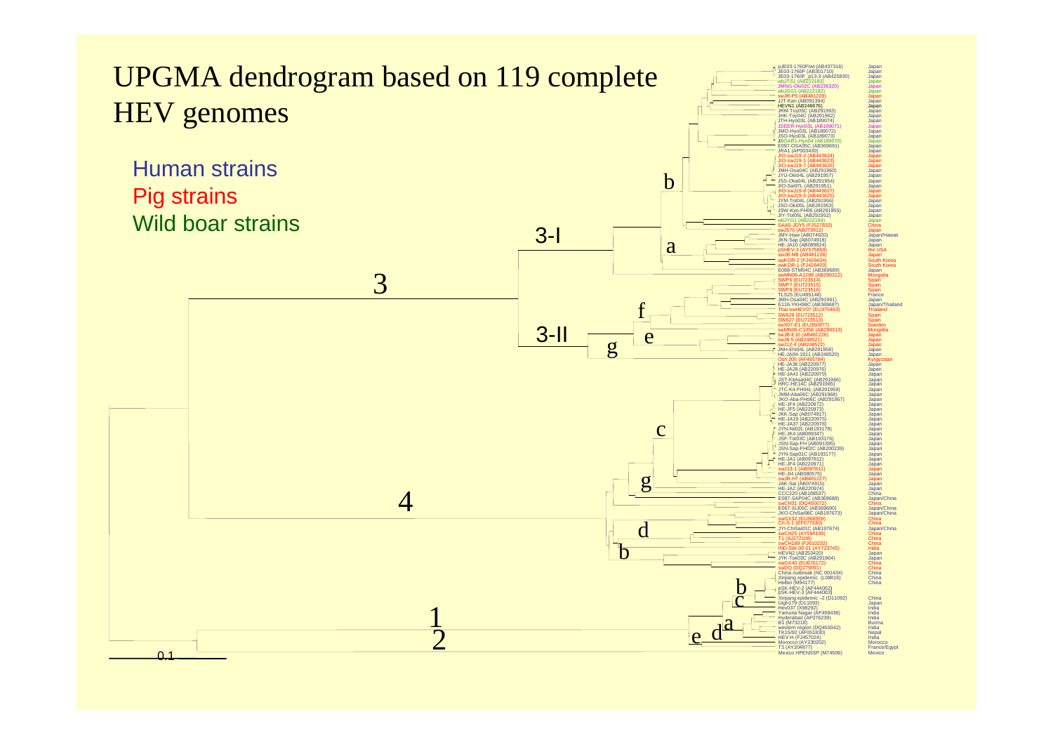# UPGMA dendrogram based on 119 complete HEV genomes

Human strains

Pig strains

Wild boar strains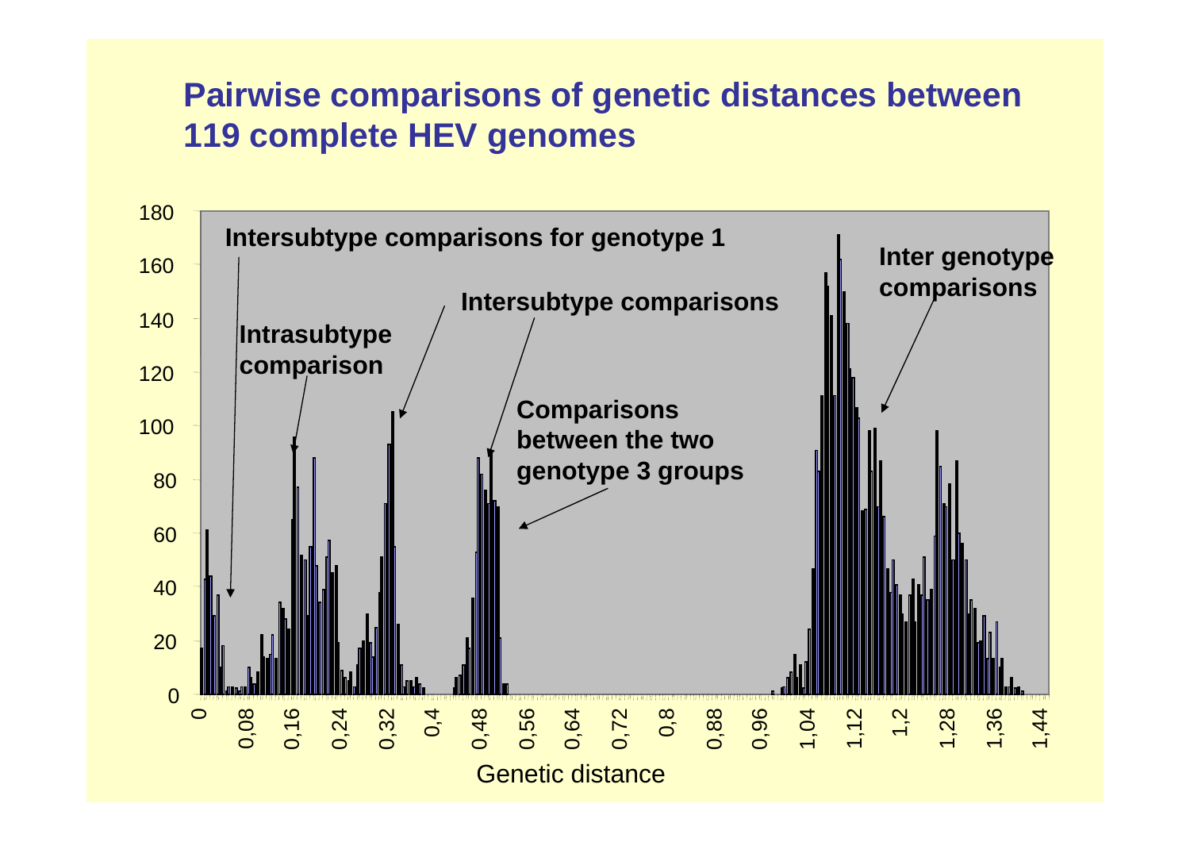# Pairwise comparisons of genetic distances between 119 complete HEV genomes

Intersubtype comparisons for genotype 1

Intrasubtype comparison

Intersubtype comparisons

Comparisons between the two genotype 3 groups

Inter genotype comparisons

Genetic distance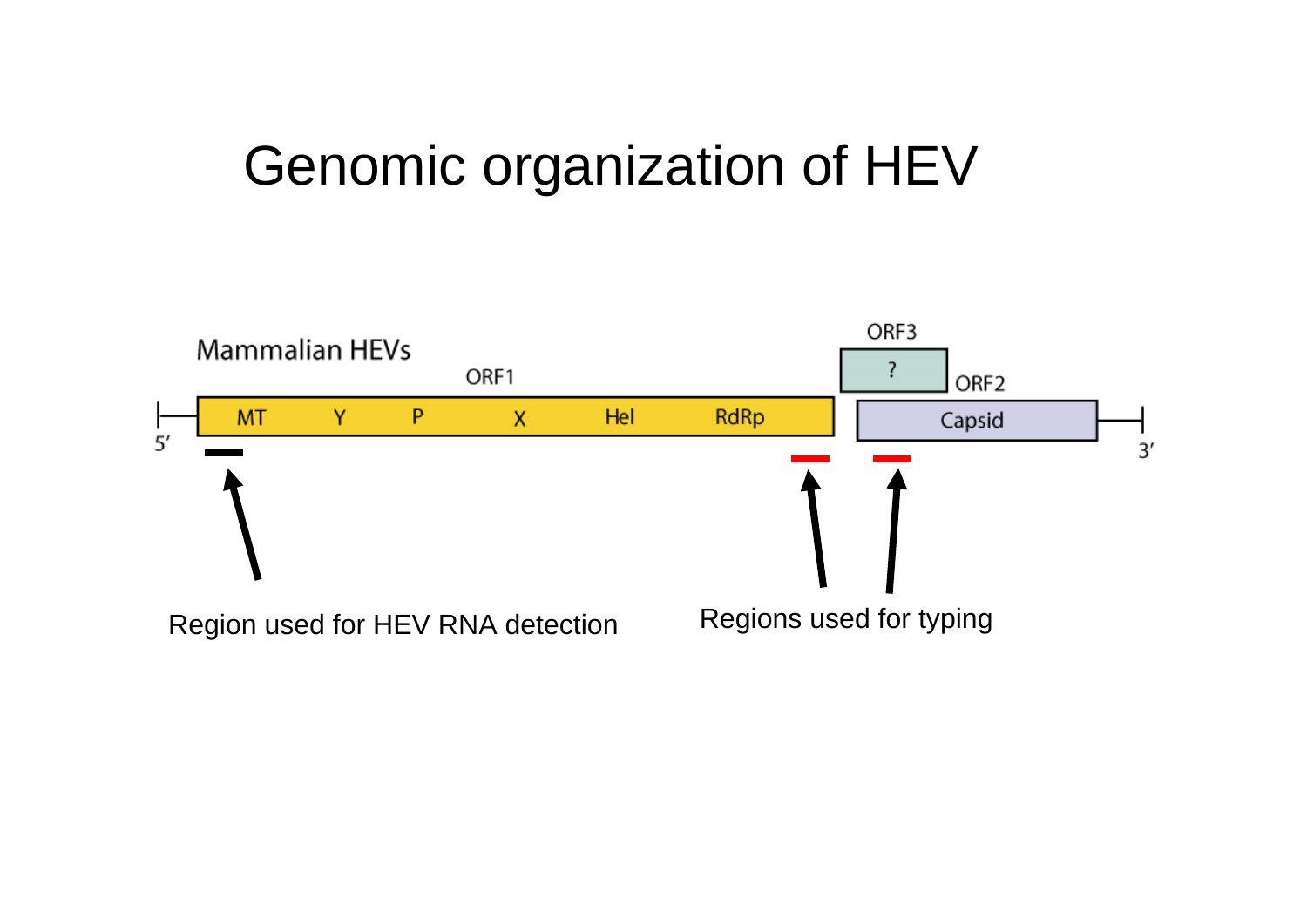# Genomic organization of HEV

Mammalian HEVs

ORF1: MT, Y, P, X, Hel, RdRp

ORF3: ?

ORF2: Capsid

5′ — 3′

Region used for HEV RNA detection

Regions used for typing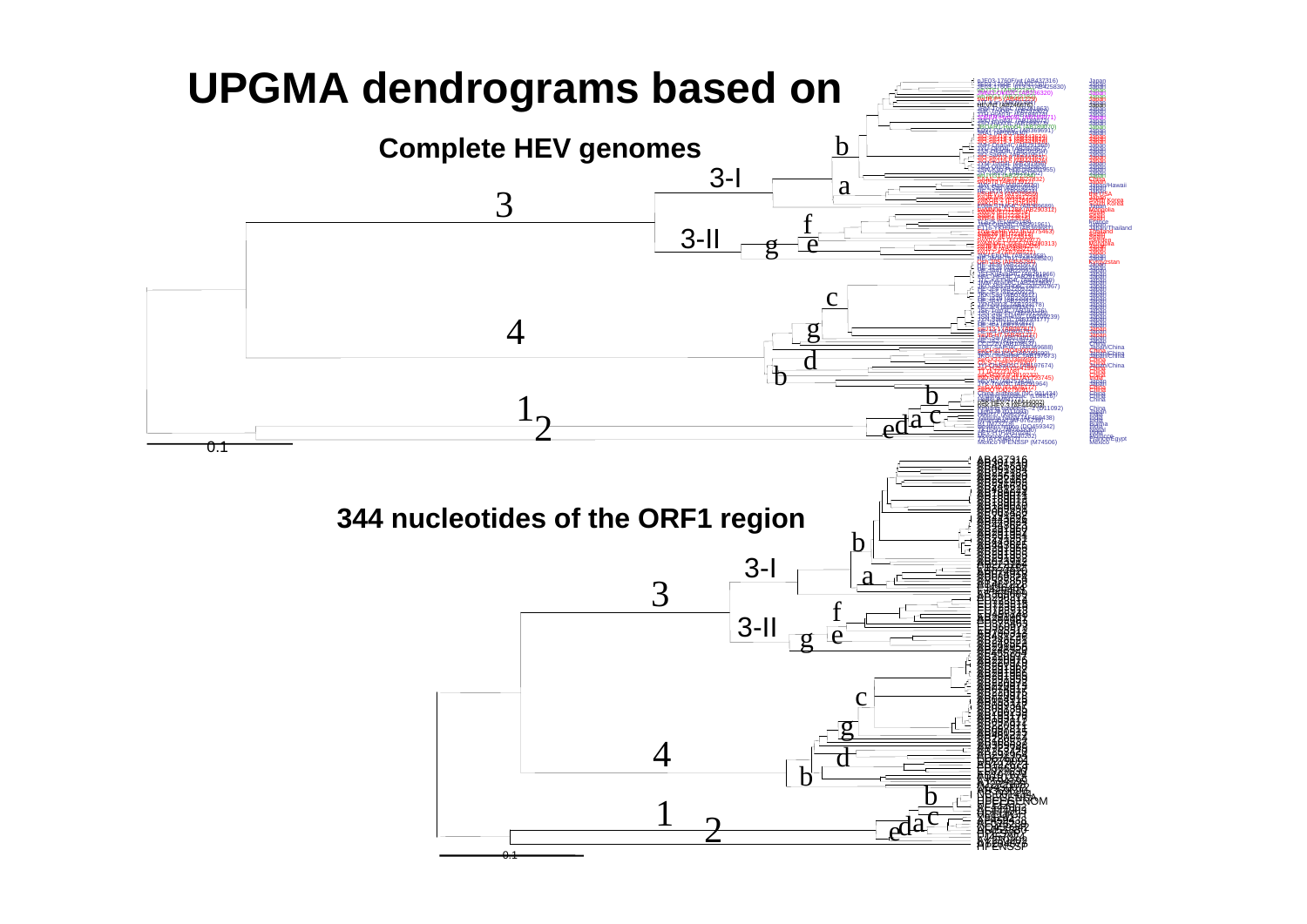# UPGMA dendrograms based on

## Complete HEV genomes

## 344 nucleotides of the ORF1 region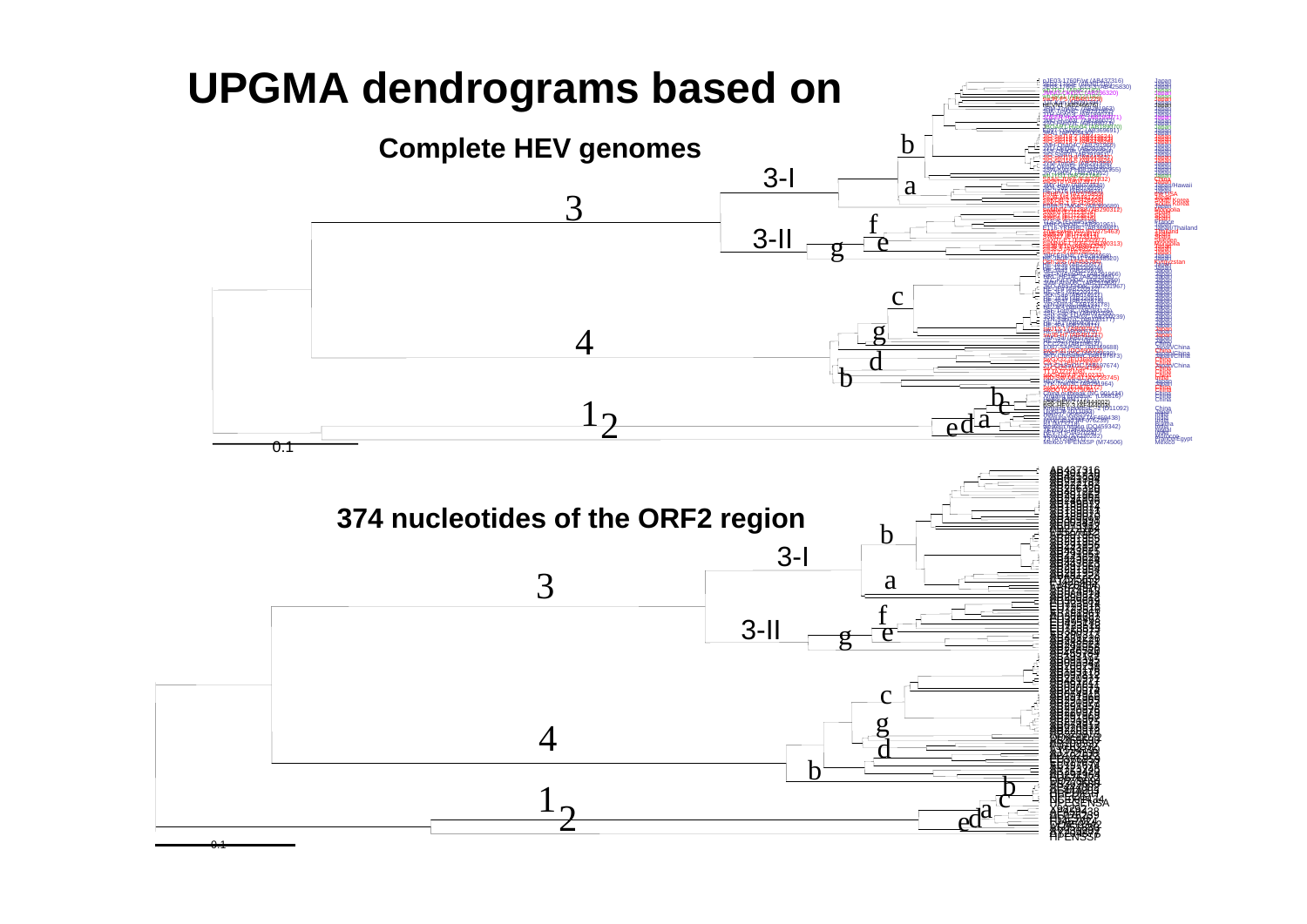# UPGMA dendrograms based on

### Complete HEV genomes

### 374 nucleotides of the ORF2 region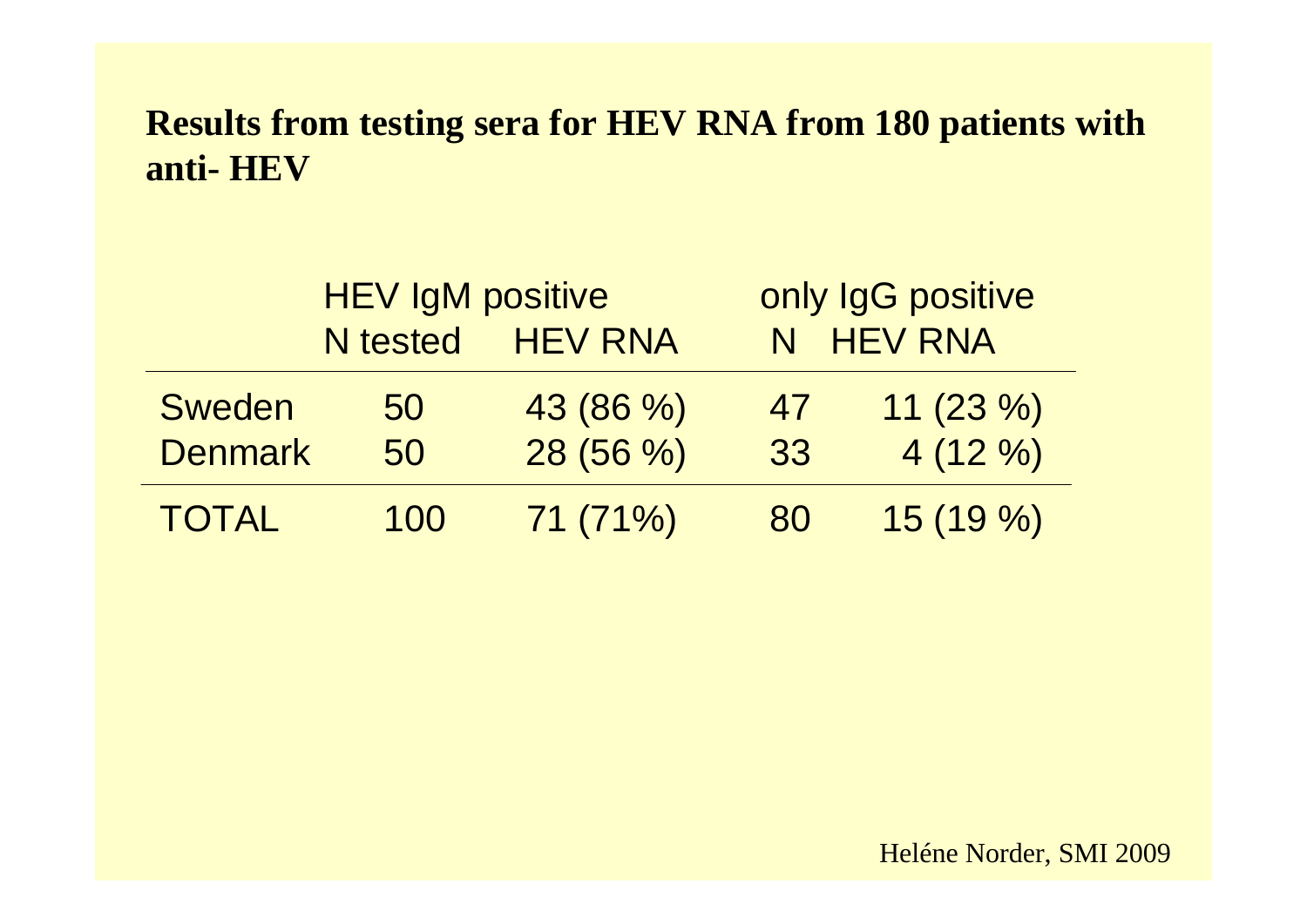**Results from testing sera for HEV RNA from 180 patients with anti- HEV**

| | HEV IgM positive | | only IgG positive | |
|---|---|---|---|---|
| | N tested | HEV RNA | N | HEV RNA |
| Sweden | 50 | 43 (86 %) | 47 | 11 (23 %) |
| Denmark | 50 | 28 (56 %) | 33 | 4 (12 %) |
| TOTAL | 100 | 71 (71%) | 80 | 15 (19 %) |

Heléne Norder, SMI 2009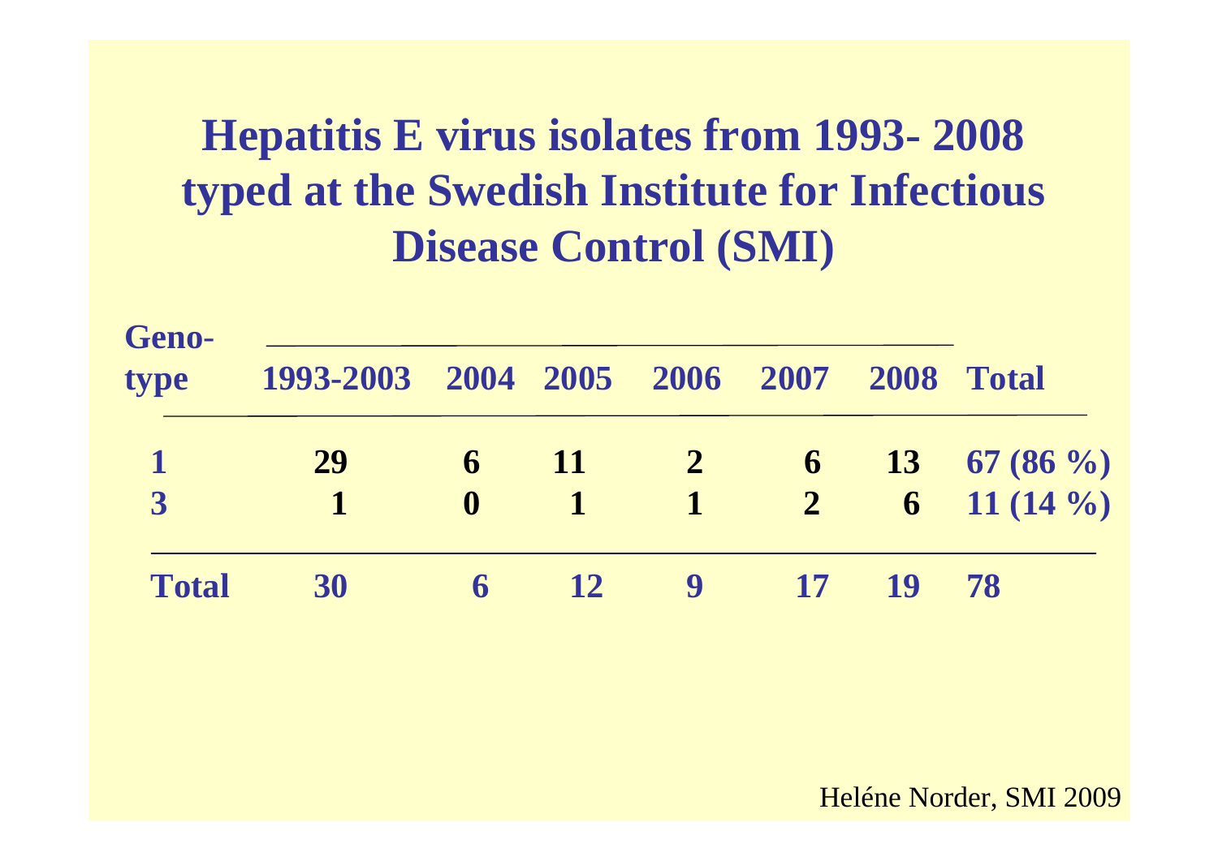# Hepatitis E virus isolates from 1993- 2008 typed at the Swedish Institute for Infectious Disease Control (SMI)

| Genotype | 1993-2003 | 2004 | 2005 | 2006 | 2007 | 2008 | Total |
|---|---|---|---|---|---|---|---|
| 1 | 29 | 6 | 11 | 2 | 6 | 13 | 67 (86 %) |
| 3 | 1 | 0 | 1 | 1 | 2 | 6 | 11 (14 %) |
| Total | 30 | 6 | 12 | 9 | 17 | 19 | 78 |

Heléne Norder, SMI 2009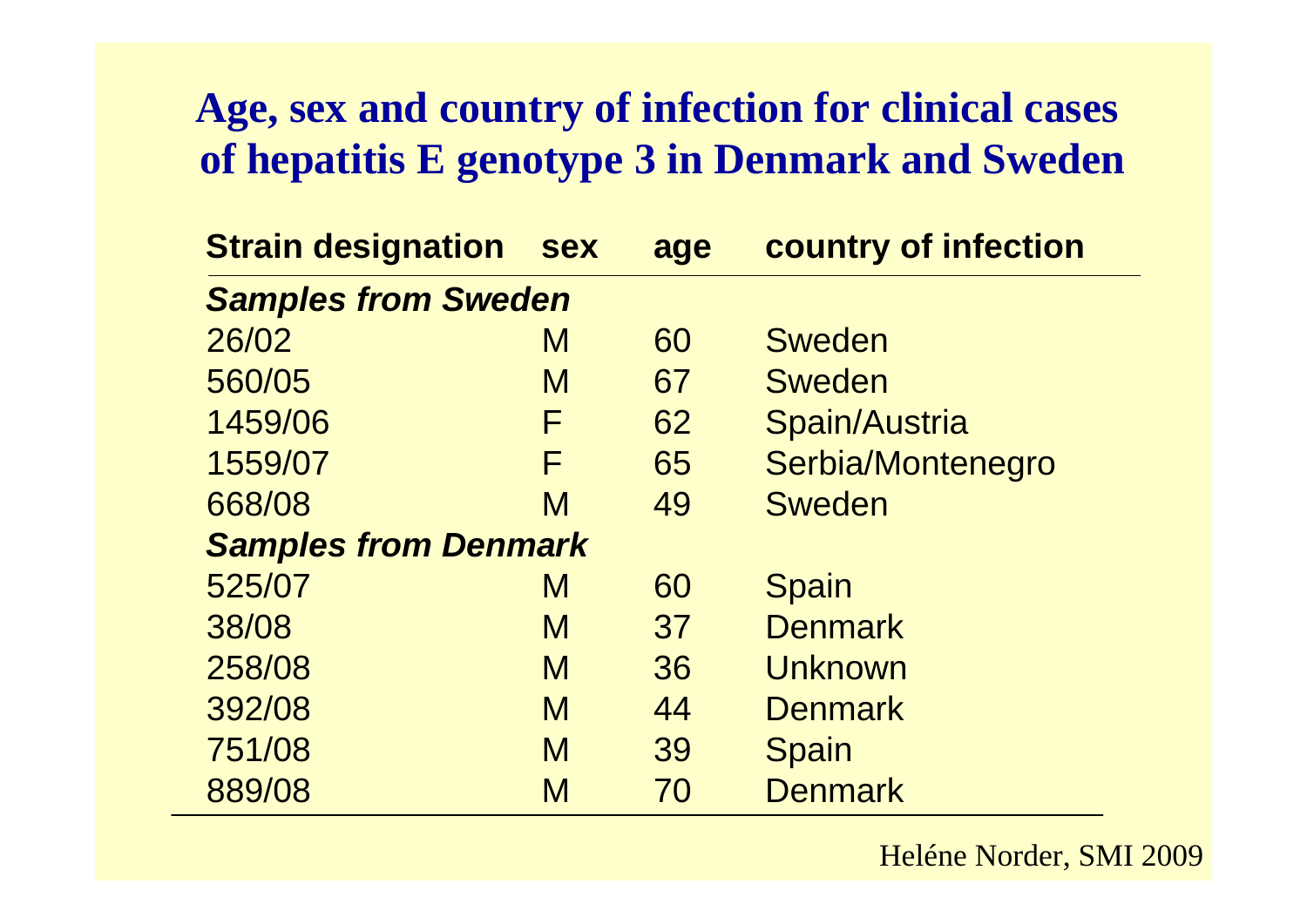# Age, sex and country of infection for clinical cases of hepatitis E genotype 3 in Denmark and Sweden

| Strain designation | sex | age | country of infection |
|---|---|---|---|
| ***Samples from Sweden*** | | | |
| 26/02 | M | 60 | Sweden |
| 560/05 | M | 67 | Sweden |
| 1459/06 | F | 62 | Spain/Austria |
| 1559/07 | F | 65 | Serbia/Montenegro |
| 668/08 | M | 49 | Sweden |
| ***Samples from Denmark*** | | | |
| 525/07 | M | 60 | Spain |
| 38/08 | M | 37 | Denmark |
| 258/08 | M | 36 | Unknown |
| 392/08 | M | 44 | Denmark |
| 751/08 | M | 39 | Spain |
| 889/08 | M | 70 | Denmark |

Heléne Norder, SMI 2009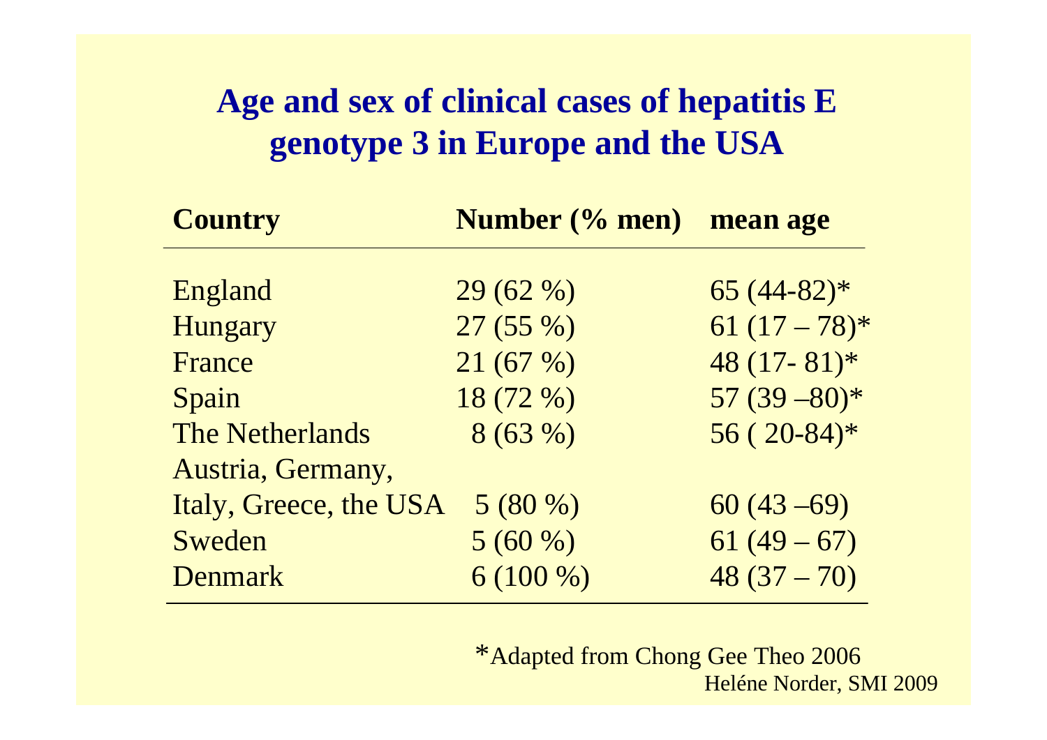## Age and sex of clinical cases of hepatitis E genotype 3 in Europe and the USA

| Country | Number (% men) | mean age |
|---|---|---|
| England | 29 (62 %) | 65 (44-82)* |
| Hungary | 27 (55 %) | 61 (17 – 78)* |
| France | 21 (67 %) | 48 (17- 81)* |
| Spain | 18 (72 %) | 57 (39 –80)* |
| The Netherlands | 8 (63 %) | 56 ( 20-84)* |
| Austria, Germany, Italy, Greece, the USA | 5 (80 %) | 60 (43 –69) |
| Sweden | 5 (60 %) | 61 (49 – 67) |
| Denmark | 6 (100 %) | 48 (37 – 70) |

*Adapted from Chong Gee Theo 2006

Heléne Norder, SMI 2009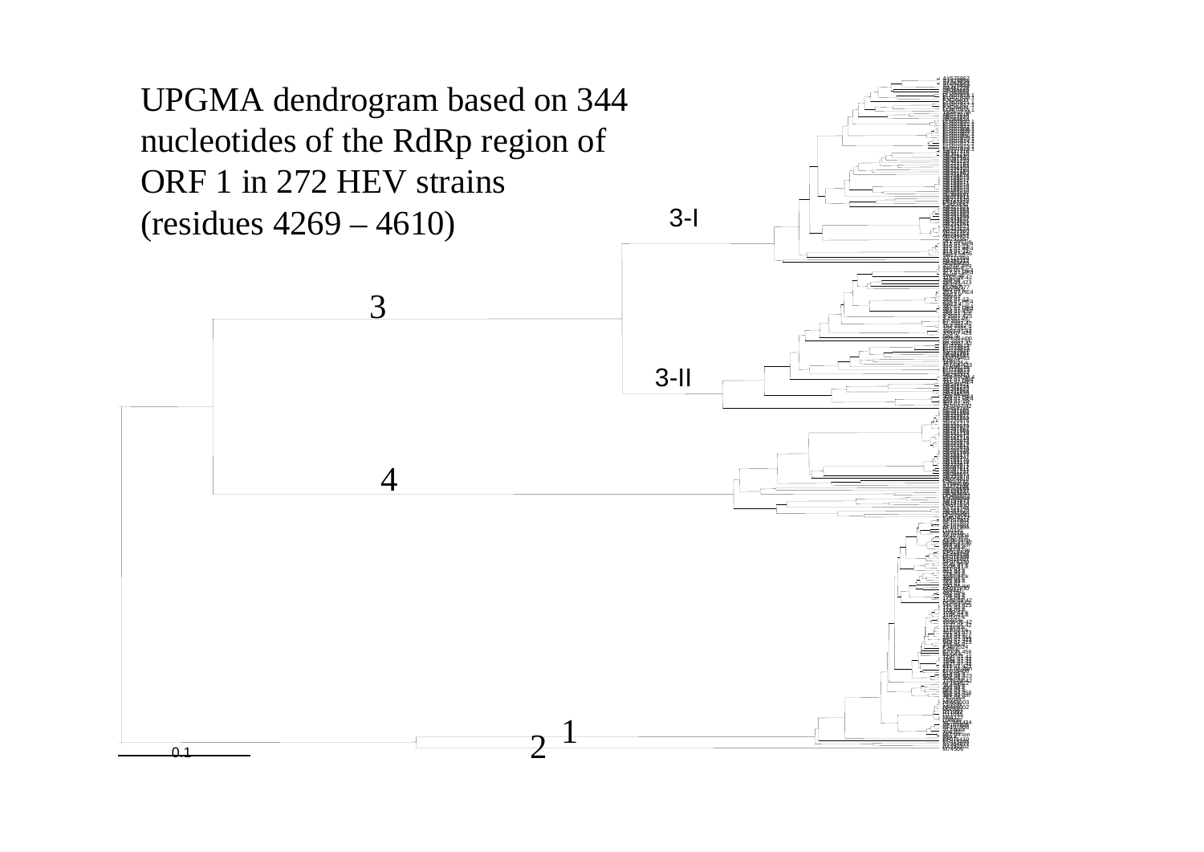UPGMA dendrogram based on 344 nucleotides of the RdRp region of ORF 1 in 272 HEV strains (residues 4269 – 4610)

3-I

3

3-II

4

1

2

0.1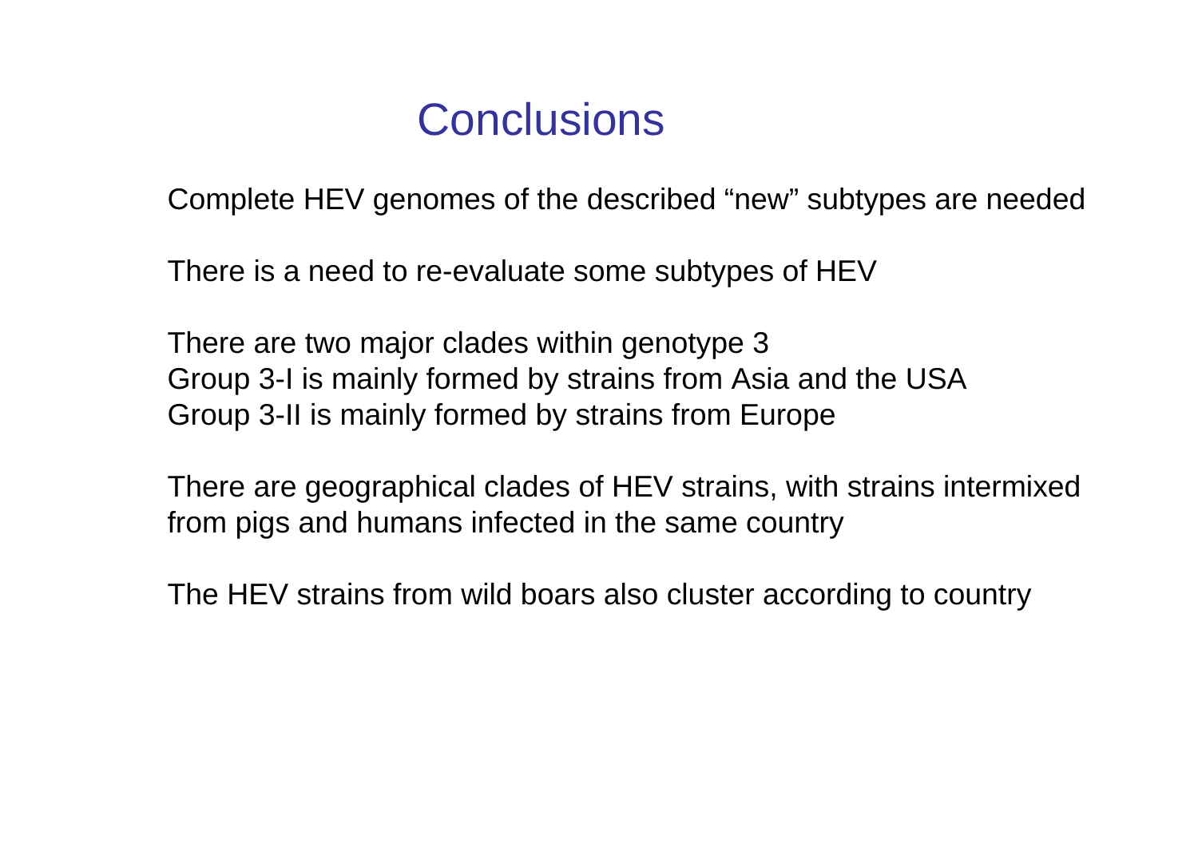# Conclusions

Complete HEV genomes of the described “new” subtypes are needed

There is a need to re-evaluate some subtypes of HEV

There are two major clades within genotype 3
Group 3-I is mainly formed by strains from Asia and the USA
Group 3-II is mainly formed by strains from Europe

There are geographical clades of HEV strains, with strains intermixed from pigs and humans infected in the same country

The HEV strains from wild boars also cluster according to country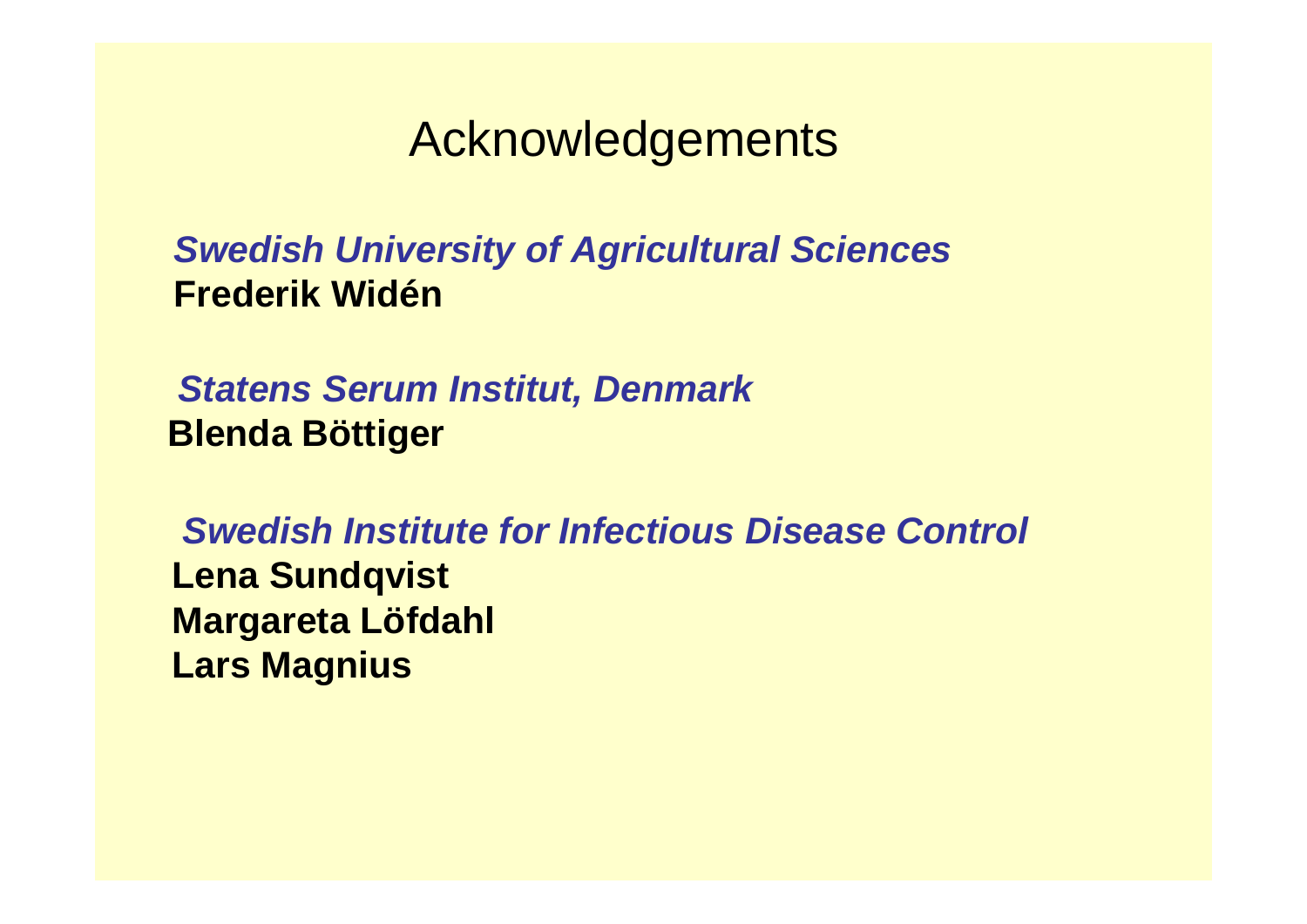# Acknowledgements

***Swedish University of Agricultural Sciences***
**Frederik Widén**

***Statens Serum Institut, Denmark***
**Blenda Böttiger**

***Swedish Institute for Infectious Disease Control***
**Lena Sundqvist**
**Margareta Löfdahl**
**Lars Magnius**